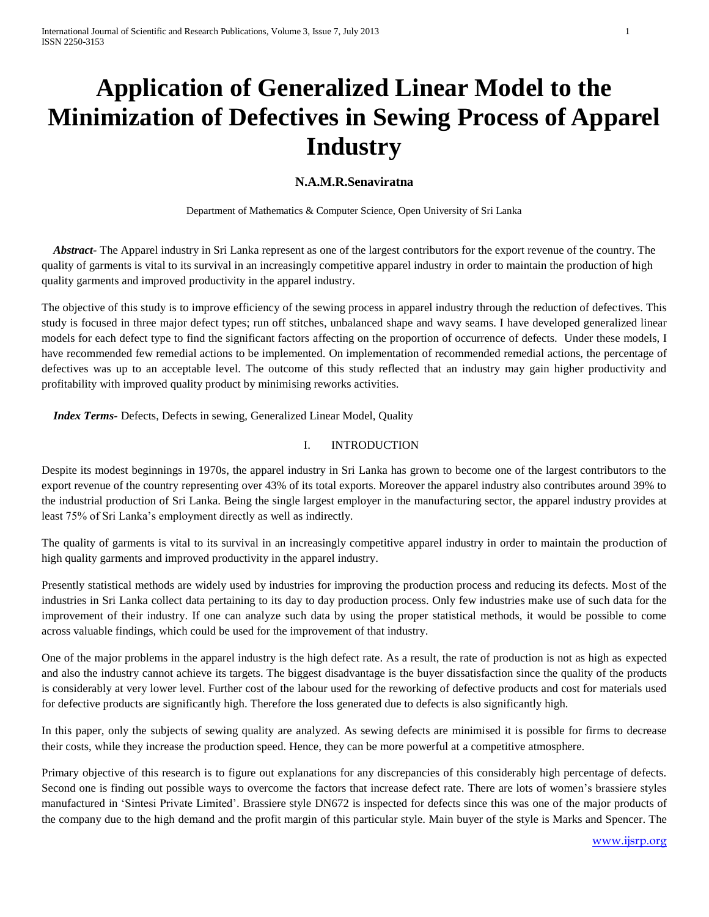# Application of Generalized Linear Model to the Minimization of Defectives in Sewing Process of Apparel Industry

**N.A.M.R.Senaviratna**

Department of Mathematics & Computer Science, Open University of Sri Lanka

***Abstract-*** The Apparel industry in Sri Lanka represent as one of the largest contributors for the export revenue of the country. The quality of garments is vital to its survival in an increasingly competitive apparel industry in order to maintain the production of high quality garments and improved productivity in the apparel industry.

The objective of this study is to improve efficiency of the sewing process in apparel industry through the reduction of defectives. This study is focused in three major defect types; run off stitches, unbalanced shape and wavy seams. I have developed generalized linear models for each defect type to find the significant factors affecting on the proportion of occurrence of defects. Under these models, I have recommended few remedial actions to be implemented. On implementation of recommended remedial actions, the percentage of defectives was up to an acceptable level. The outcome of this study reflected that an industry may gain higher productivity and profitability with improved quality product by minimising reworks activities.

***Index Terms-*** Defects, Defects in sewing, Generalized Linear Model, Quality

## I. INTRODUCTION

Despite its modest beginnings in 1970s, the apparel industry in Sri Lanka has grown to become one of the largest contributors to the export revenue of the country representing over 43% of its total exports. Moreover the apparel industry also contributes around 39% to the industrial production of Sri Lanka. Being the single largest employer in the manufacturing sector, the apparel industry provides at least 75% of Sri Lanka's employment directly as well as indirectly.

The quality of garments is vital to its survival in an increasingly competitive apparel industry in order to maintain the production of high quality garments and improved productivity in the apparel industry.

Presently statistical methods are widely used by industries for improving the production process and reducing its defects. Most of the industries in Sri Lanka collect data pertaining to its day to day production process. Only few industries make use of such data for the improvement of their industry. If one can analyze such data by using the proper statistical methods, it would be possible to come across valuable findings, which could be used for the improvement of that industry.

One of the major problems in the apparel industry is the high defect rate. As a result, the rate of production is not as high as expected and also the industry cannot achieve its targets. The biggest disadvantage is the buyer dissatisfaction since the quality of the products is considerably at very lower level. Further cost of the labour used for the reworking of defective products and cost for materials used for defective products are significantly high. Therefore the loss generated due to defects is also significantly high.

In this paper, only the subjects of sewing quality are analyzed. As sewing defects are minimised it is possible for firms to decrease their costs, while they increase the production speed. Hence, they can be more powerful at a competitive atmosphere.

Primary objective of this research is to figure out explanations for any discrepancies of this considerably high percentage of defects. Second one is finding out possible ways to overcome the factors that increase defect rate. There are lots of women's brassiere styles manufactured in 'Sintesi Private Limited'. Brassiere style DN672 is inspected for defects since this was one of the major products of the company due to the high demand and the profit margin of this particular style. Main buyer of the style is Marks and Spencer. The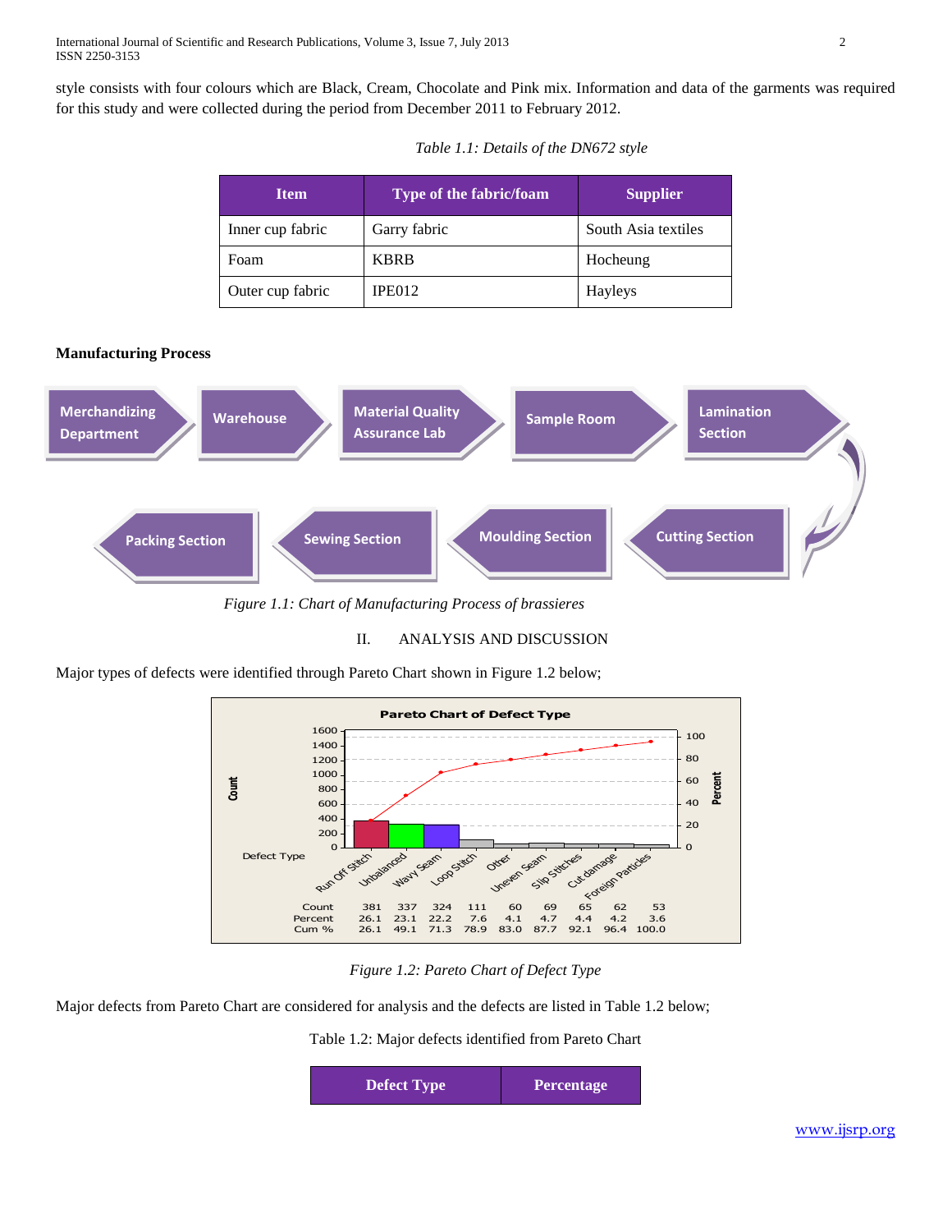style consists with four colours which are Black, Cream, Chocolate and Pink mix. Information and data of the garments was required for this study and were collected during the period from December 2011 to February 2012.

*Table 1.1: Details of the DN672 style*

| Item | Type of the fabric/foam | Supplier |
|---|---|---|
| Inner cup fabric | Garry fabric | South Asia textiles |
| Foam | KBRB | Hocheung |
| Outer cup fabric | IPE012 | Hayleys |

**Manufacturing Process**

Merchandizing Department → Warehouse → Material Quality Assurance Lab → Sample Room → Lamination Section → Cutting Section → Moulding Section → Sewing Section → Packing Section

*Figure 1.1: Chart of Manufacturing Process of brassieres*

## II. ANALYSIS AND DISCUSSION

Major types of defects were identified through Pareto Chart shown in Figure 1.2 below;

**Pareto Chart of Defect Type**

| Defect Type | Run Off Stitch | Unbalanced | Wavy Seam | Loop Stitch | Other | Uneven Seam | Slip Stitches | Cut damage | Foreign Particles |
|---|---|---|---|---|---|---|---|---|---|
| Count | 381 | 337 | 324 | 111 | 60 | 69 | 65 | 62 | 53 |
| Percent | 26.1 | 23.1 | 22.2 | 7.6 | 4.1 | 4.7 | 4.4 | 4.2 | 3.6 |
| Cum % | 26.1 | 49.1 | 71.3 | 78.9 | 83.0 | 87.7 | 92.1 | 96.4 | 100.0 |

*Figure 1.2: Pareto Chart of Defect Type*

Major defects from Pareto Chart are considered for analysis and the defects are listed in Table 1.2 below;

Table 1.2: Major defects identified from Pareto Chart

| Defect Type | Percentage |
|---|---|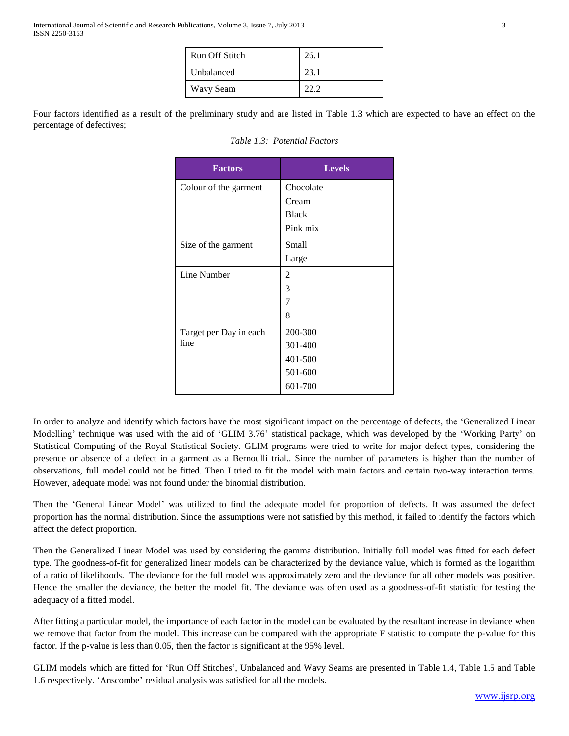| Run Off Stitch | 26.1 |
| --- | --- |
| Unbalanced | 23.1 |
| Wavy Seam | 22.2 |

Four factors identified as a result of the preliminary study and are listed in Table 1.3 which are expected to have an effect on the percentage of defectives;

*Table 1.3: Potential Factors*

| Factors | Levels |
| --- | --- |
| Colour of the garment | Chocolate<br>Cream<br>Black<br>Pink mix |
| Size of the garment | Small<br>Large |
| Line Number | 2<br>3<br>7<br>8 |
| Target per Day in each line | 200-300<br>301-400<br>401-500<br>501-600<br>601-700 |

In order to analyze and identify which factors have the most significant impact on the percentage of defects, the 'Generalized Linear Modelling' technique was used with the aid of 'GLIM 3.76' statistical package, which was developed by the 'Working Party' on Statistical Computing of the Royal Statistical Society. GLIM programs were tried to write for major defect types, considering the presence or absence of a defect in a garment as a Bernoulli trial.. Since the number of parameters is higher than the number of observations, full model could not be fitted. Then I tried to fit the model with main factors and certain two-way interaction terms. However, adequate model was not found under the binomial distribution.

Then the 'General Linear Model' was utilized to find the adequate model for proportion of defects. It was assumed the defect proportion has the normal distribution. Since the assumptions were not satisfied by this method, it failed to identify the factors which affect the defect proportion.

Then the Generalized Linear Model was used by considering the gamma distribution. Initially full model was fitted for each defect type. The goodness-of-fit for generalized linear models can be characterized by the deviance value, which is formed as the logarithm of a ratio of likelihoods. The deviance for the full model was approximately zero and the deviance for all other models was positive. Hence the smaller the deviance, the better the model fit. The deviance was often used as a goodness-of-fit statistic for testing the adequacy of a fitted model.

After fitting a particular model, the importance of each factor in the model can be evaluated by the resultant increase in deviance when we remove that factor from the model. This increase can be compared with the appropriate F statistic to compute the p-value for this factor. If the p-value is less than 0.05, then the factor is significant at the 95% level.

GLIM models which are fitted for 'Run Off Stitches', Unbalanced and Wavy Seams are presented in Table 1.4, Table 1.5 and Table 1.6 respectively. 'Anscombe' residual analysis was satisfied for all the models.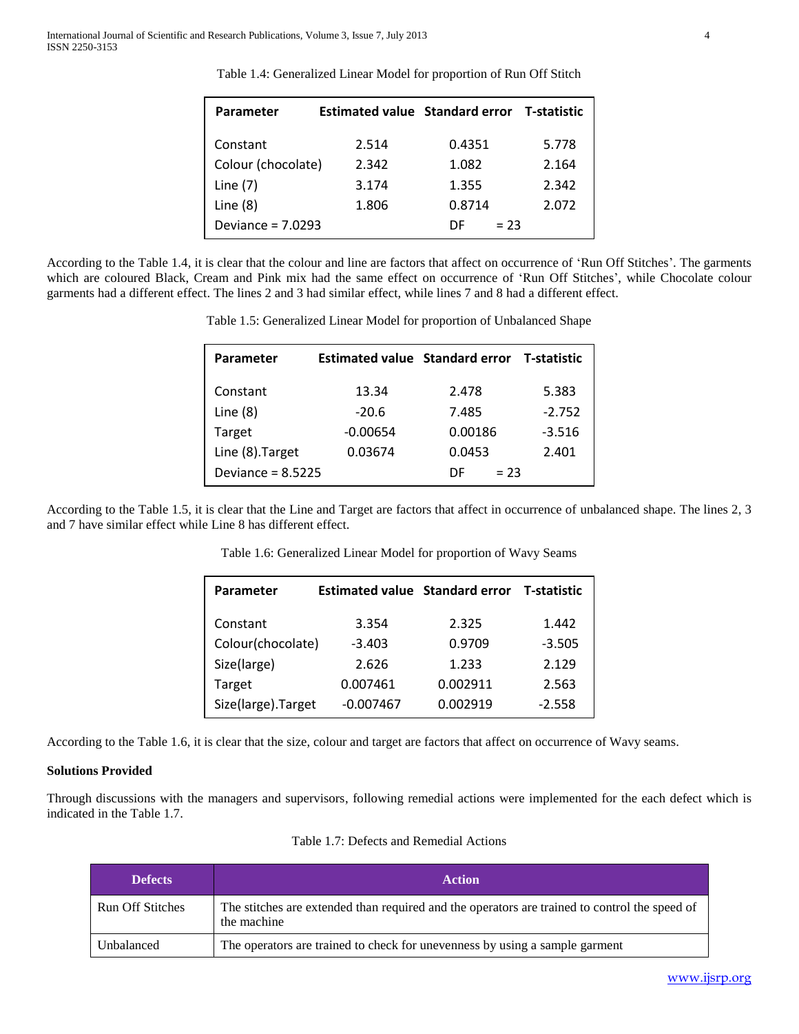Table 1.4: Generalized Linear Model for proportion of Run Off Stitch

| Parameter | Estimated value | Standard error | T-statistic |
|---|---|---|---|
| Constant | 2.514 | 0.4351 | 5.778 |
| Colour (chocolate) | 2.342 | 1.082 | 2.164 |
| Line (7) | 3.174 | 1.355 | 2.342 |
| Line (8) | 1.806 | 0.8714 | 2.072 |
| Deviance = 7.0293 | | DF = 23 | |

According to the Table 1.4, it is clear that the colour and line are factors that affect on occurrence of 'Run Off Stitches'. The garments which are coloured Black, Cream and Pink mix had the same effect on occurrence of 'Run Off Stitches', while Chocolate colour garments had a different effect. The lines 2 and 3 had similar effect, while lines 7 and 8 had a different effect.

Table 1.5: Generalized Linear Model for proportion of Unbalanced Shape

| Parameter | Estimated value | Standard error | T-statistic |
|---|---|---|---|
| Constant | 13.34 | 2.478 | 5.383 |
| Line (8) | -20.6 | 7.485 | -2.752 |
| Target | -0.00654 | 0.00186 | -3.516 |
| Line (8).Target | 0.03674 | 0.0453 | 2.401 |
| Deviance = 8.5225 | | DF = 23 | |

According to the Table 1.5, it is clear that the Line and Target are factors that affect in occurrence of unbalanced shape. The lines 2, 3 and 7 have similar effect while Line 8 has different effect.

Table 1.6: Generalized Linear Model for proportion of Wavy Seams

| Parameter | Estimated value | Standard error | T-statistic |
|---|---|---|---|
| Constant | 3.354 | 2.325 | 1.442 |
| Colour(chocolate) | -3.403 | 0.9709 | -3.505 |
| Size(large) | 2.626 | 1.233 | 2.129 |
| Target | 0.007461 | 0.002911 | 2.563 |
| Size(large).Target | -0.007467 | 0.002919 | -2.558 |

According to the Table 1.6, it is clear that the size, colour and target are factors that affect on occurrence of Wavy seams.

**Solutions Provided**

Through discussions with the managers and supervisors, following remedial actions were implemented for the each defect which is indicated in the Table 1.7.

Table 1.7: Defects and Remedial Actions

| Defects | Action |
|---|---|
| Run Off Stitches | The stitches are extended than required and the operators are trained to control the speed of the machine |
| Unbalanced | The operators are trained to check for unevenness by using a sample garment |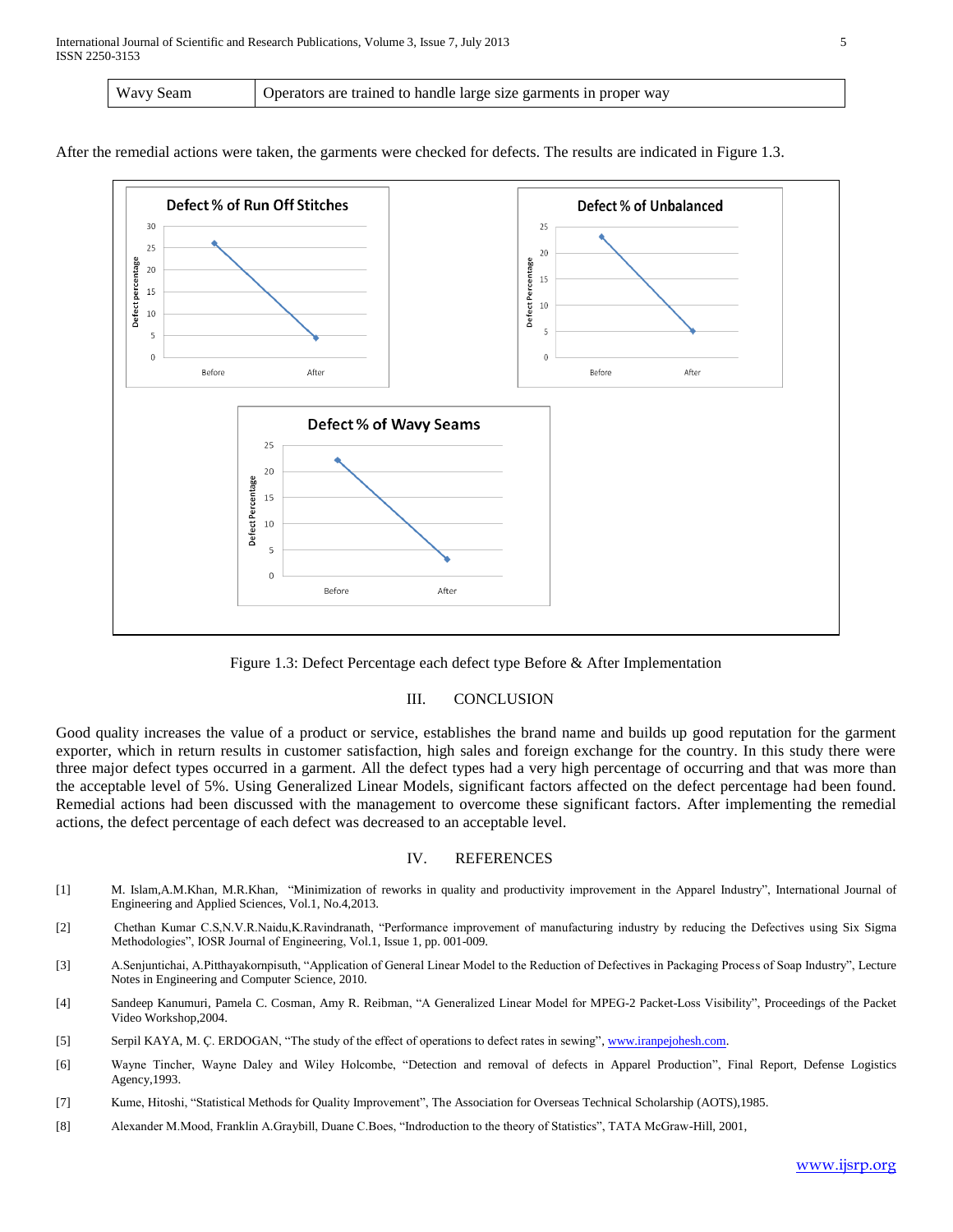| Wavy Seam | Operators are trained to handle large size garments in proper way |
|---|---|

After the remedial actions were taken, the garments were checked for defects. The results are indicated in Figure 1.3.

Figure 1.3: Defect Percentage each defect type Before & After Implementation

## III. CONCLUSION

Good quality increases the value of a product or service, establishes the brand name and builds up good reputation for the garment exporter, which in return results in customer satisfaction, high sales and foreign exchange for the country. In this study there were three major defect types occurred in a garment. All the defect types had a very high percentage of occurring and that was more than the acceptable level of 5%. Using Generalized Linear Models, significant factors affected on the defect percentage had been found. Remedial actions had been discussed with the management to overcome these significant factors. After implementing the remedial actions, the defect percentage of each defect was decreased to an acceptable level.

## IV. REFERENCES

[1] M. Islam,A.M.Khan, M.R.Khan, "Minimization of reworks in quality and productivity improvement in the Apparel Industry", International Journal of Engineering and Applied Sciences, Vol.1, No.4,2013.

[2] Chethan Kumar C.S,N.V.R.Naidu,K.Ravindranath, "Performance improvement of manufacturing industry by reducing the Defectives using Six Sigma Methodologies", IOSR Journal of Engineering, Vol.1, Issue 1, pp. 001-009.

[3] A.Senjuntichai, A.Pitthayakornpisuth, "Application of General Linear Model to the Reduction of Defectives in Packaging Process of Soap Industry", Lecture Notes in Engineering and Computer Science, 2010.

[4] Sandeep Kanumuri, Pamela C. Cosman, Amy R. Reibman, "A Generalized Linear Model for MPEG-2 Packet-Loss Visibility", Proceedings of the Packet Video Workshop,2004.

[5] Serpil KAYA, M. Ç. ERDOGAN, "The study of the effect of operations to defect rates in sewing", www.iranpejohesh.com.

[6] Wayne Tincher, Wayne Daley and Wiley Holcombe, "Detection and removal of defects in Apparel Production", Final Report, Defense Logistics Agency,1993.

[7] Kume, Hitoshi, "Statistical Methods for Quality Improvement", The Association for Overseas Technical Scholarship (AOTS),1985.

[8] Alexander M.Mood, Franklin A.Graybill, Duane C.Boes, "Indroduction to the theory of Statistics", TATA McGraw-Hill, 2001,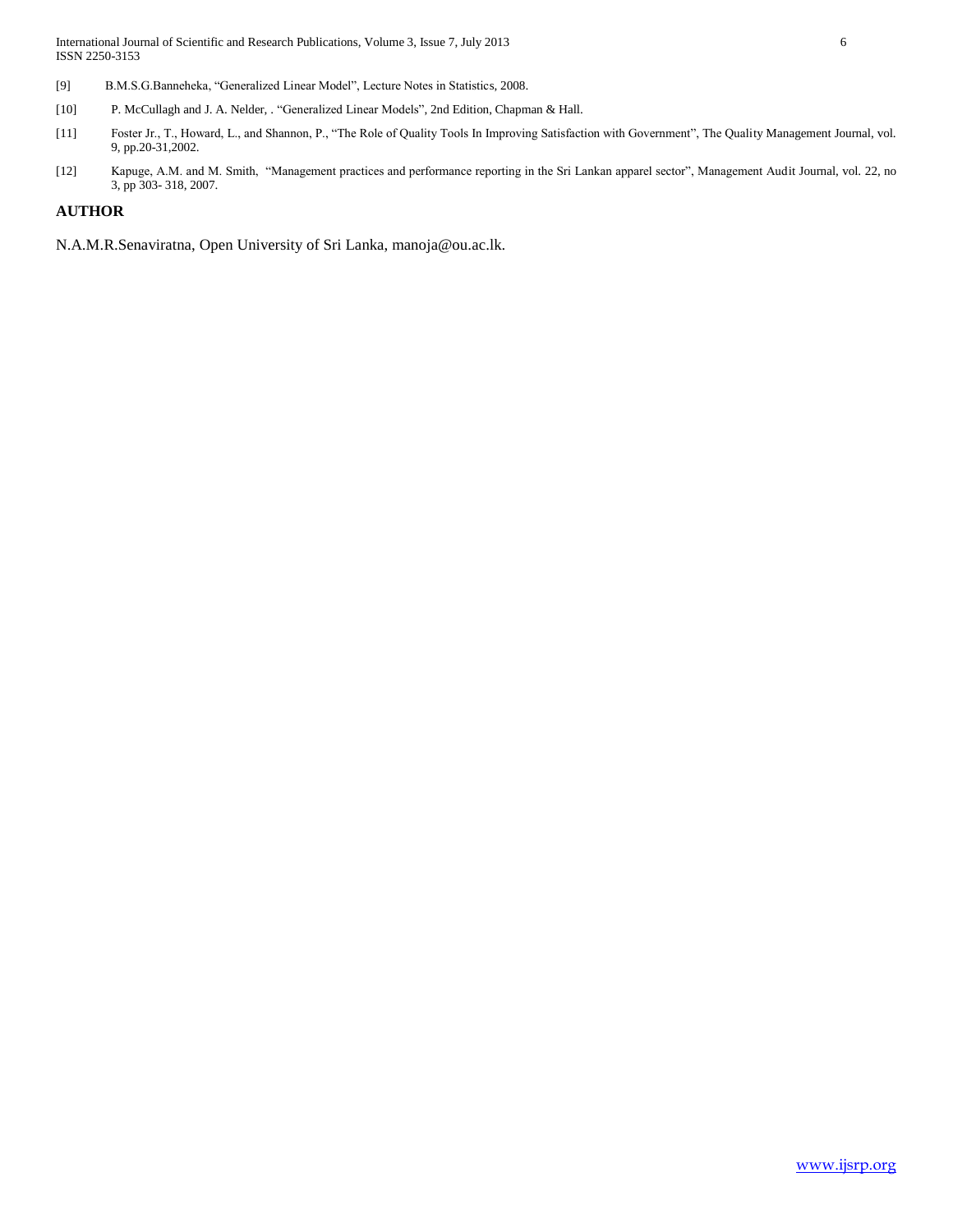[9] B.M.S.G.Banneheka, "Generalized Linear Model", Lecture Notes in Statistics, 2008.

[10] P. McCullagh and J. A. Nelder, . "Generalized Linear Models", 2nd Edition, Chapman & Hall.

[11] Foster Jr., T., Howard, L., and Shannon, P., "The Role of Quality Tools In Improving Satisfaction with Government", The Quality Management Journal, vol. 9, pp.20-31,2002.

[12] Kapuge, A.M. and M. Smith, "Management practices and performance reporting in the Sri Lankan apparel sector", Management Audit Journal, vol. 22, no 3, pp 303- 318, 2007.

## AUTHOR

N.A.M.R.Senaviratna, Open University of Sri Lanka, manoja@ou.ac.lk.